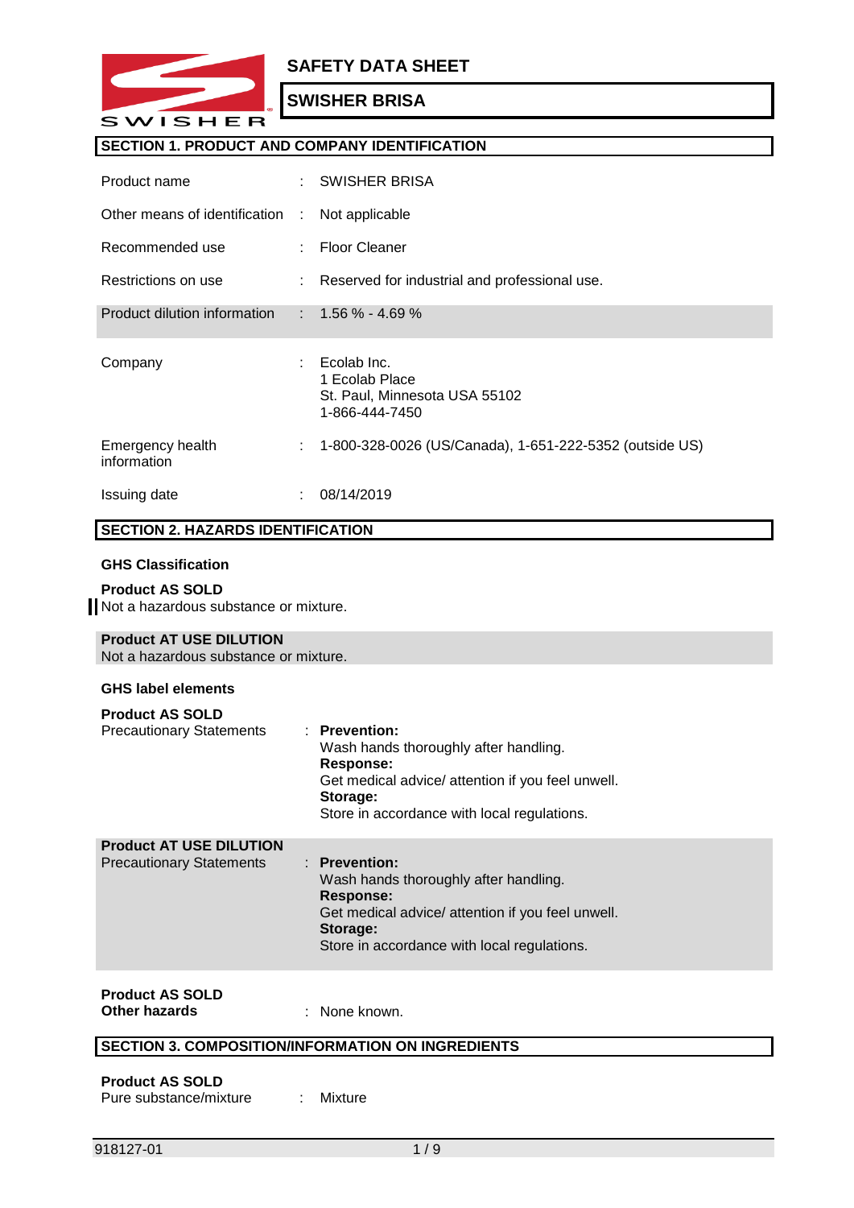# SAFETY DATA SHEET

## SWISHER BRISA

### SECTION 1. PRODUCT AND COMPANY IDENTIFICATION

| | | |
|---|---|---|
| Product name | : | SWISHER BRISA |
| Other means of identification | : | Not applicable |
| Recommended use | : | Floor Cleaner |
| Restrictions on use | : | Reserved for industrial and professional use. |
| Product dilution information | : | 1.56 % - 4.69 % |
| Company | : | Ecolab Inc.<br>1 Ecolab Place<br>St. Paul, Minnesota USA 55102<br>1-866-444-7450 |
| Emergency health information | : | 1-800-328-0026 (US/Canada), 1-651-222-5352 (outside US) |
| Issuing date | : | 08/14/2019 |

### SECTION 2. HAZARDS IDENTIFICATION

**GHS Classification**

**Product AS SOLD**
Not a hazardous substance or mixture.

**Product AT USE DILUTION**
Not a hazardous substance or mixture.

**GHS label elements**

**Product AS SOLD**

Precautionary Statements :
**Prevention:**
Wash hands thoroughly after handling.
**Response:**
Get medical advice/ attention if you feel unwell.
**Storage:**
Store in accordance with local regulations.

**Product AT USE DILUTION**

Precautionary Statements :
**Prevention:**
Wash hands thoroughly after handling.
**Response:**
Get medical advice/ attention if you feel unwell.
**Storage:**
Store in accordance with local regulations.

**Product AS SOLD**
**Other hazards** : None known.

### SECTION 3. COMPOSITION/INFORMATION ON INGREDIENTS

**Product AS SOLD**
Pure substance/mixture : Mixture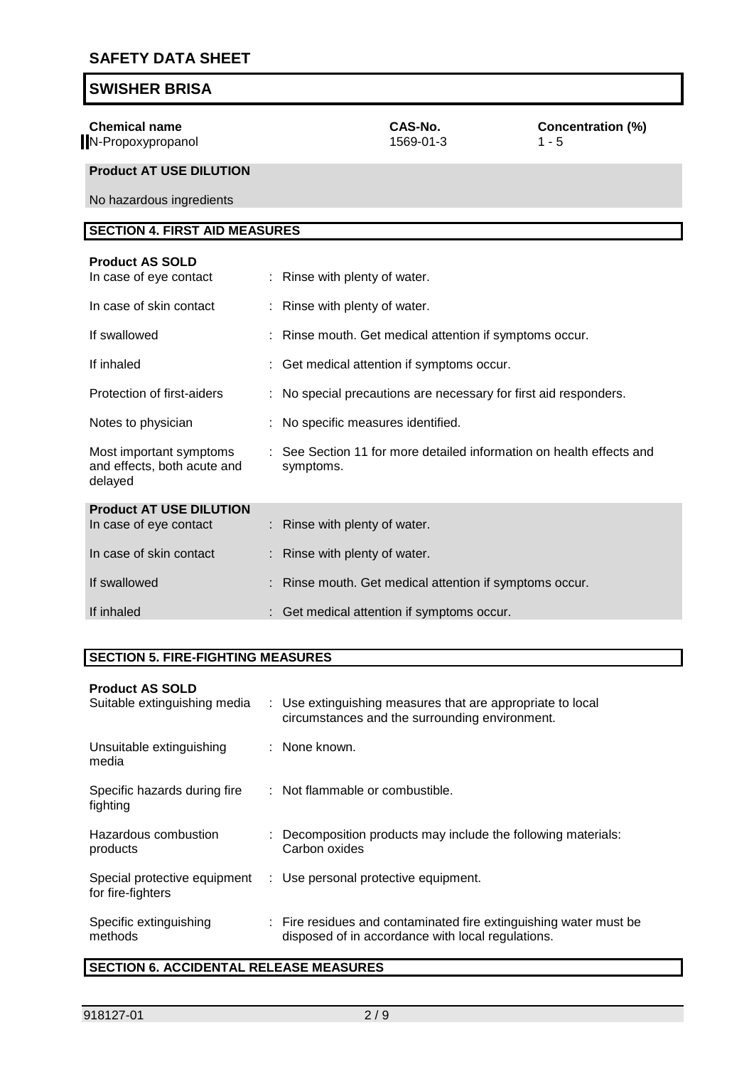## SWISHER BRISA

| Chemical name | CAS-No. | Concentration (%) |
|---|---|---|
| N-Propoxypropanol | 1569-01-3 | 1 - 5 |

**Product AT USE DILUTION**

No hazardous ingredients

## SECTION 4. FIRST AID MEASURES

**Product AS SOLD**

| | |
|---|---|
| In case of eye contact | : Rinse with plenty of water. |
| In case of skin contact | : Rinse with plenty of water. |
| If swallowed | : Rinse mouth. Get medical attention if symptoms occur. |
| If inhaled | : Get medical attention if symptoms occur. |
| Protection of first-aiders | : No special precautions are necessary for first aid responders. |
| Notes to physician | : No specific measures identified. |
| Most important symptoms and effects, both acute and delayed | : See Section 11 for more detailed information on health effects and symptoms. |

**Product AT USE DILUTION**

| | |
|---|---|
| In case of eye contact | : Rinse with plenty of water. |
| In case of skin contact | : Rinse with plenty of water. |
| If swallowed | : Rinse mouth. Get medical attention if symptoms occur. |
| If inhaled | : Get medical attention if symptoms occur. |

## SECTION 5. FIRE-FIGHTING MEASURES

**Product AS SOLD**

| | |
|---|---|
| Suitable extinguishing media | : Use extinguishing measures that are appropriate to local circumstances and the surrounding environment. |
| Unsuitable extinguishing media | : None known. |
| Specific hazards during fire fighting | : Not flammable or combustible. |
| Hazardous combustion products | : Decomposition products may include the following materials: Carbon oxides |
| Special protective equipment for fire-fighters | : Use personal protective equipment. |
| Specific extinguishing methods | : Fire residues and contaminated fire extinguishing water must be disposed of in accordance with local regulations. |

## SECTION 6. ACCIDENTAL RELEASE MEASURES

918127-01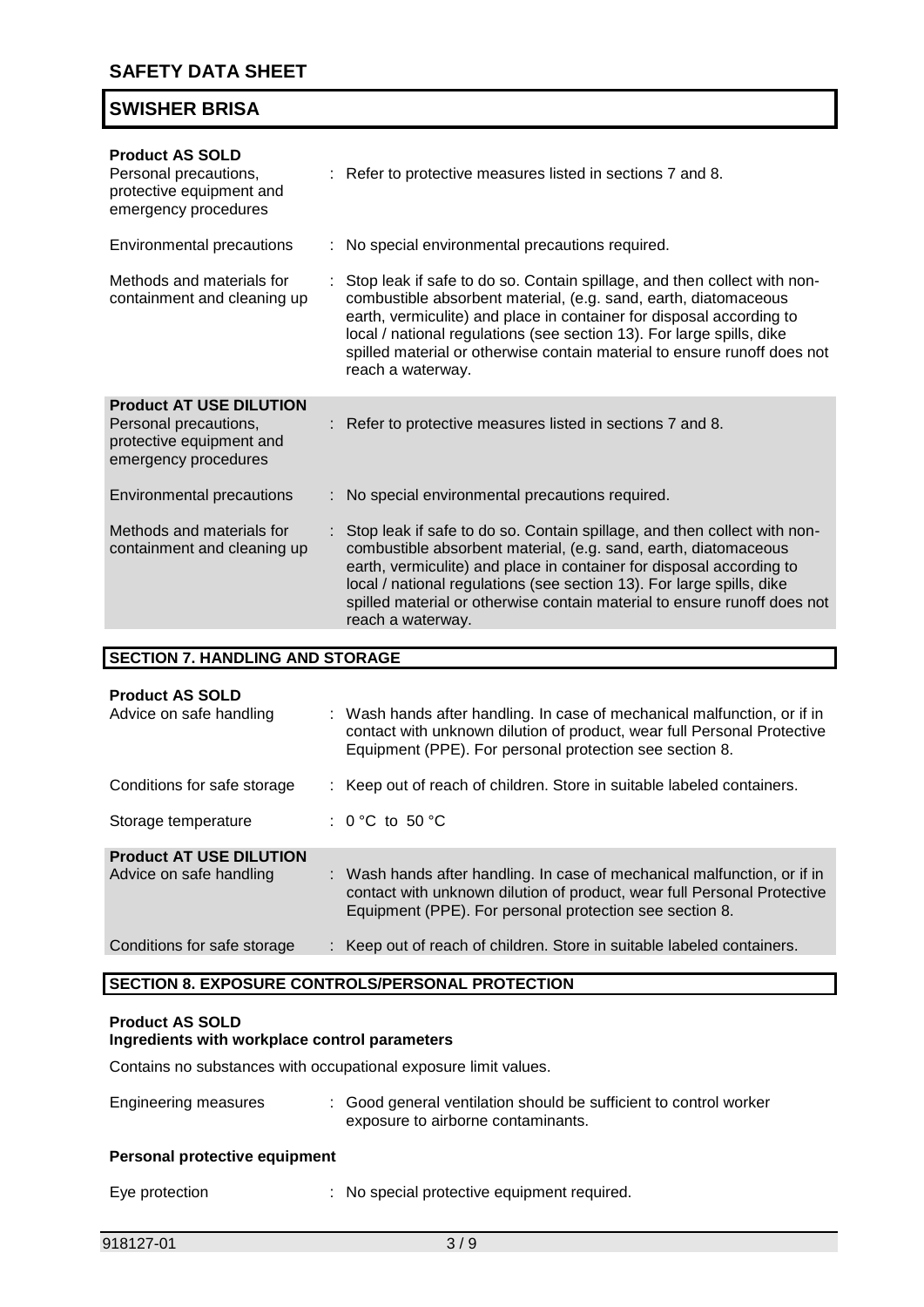**Product AS SOLD**

| | |
|---|---|
| Personal precautions, protective equipment and emergency procedures | : Refer to protective measures listed in sections 7 and 8. |
| Environmental precautions | : No special environmental precautions required. |
| Methods and materials for containment and cleaning up | : Stop leak if safe to do so. Contain spillage, and then collect with non-combustible absorbent material, (e.g. sand, earth, diatomaceous earth, vermiculite) and place in container for disposal according to local / national regulations (see section 13). For large spills, dike spilled material or otherwise contain material to ensure runoff does not reach a waterway. |

**Product AT USE DILUTION**

| | |
|---|---|
| Personal precautions, protective equipment and emergency procedures | : Refer to protective measures listed in sections 7 and 8. |
| Environmental precautions | : No special environmental precautions required. |
| Methods and materials for containment and cleaning up | : Stop leak if safe to do so. Contain spillage, and then collect with non-combustible absorbent material, (e.g. sand, earth, diatomaceous earth, vermiculite) and place in container for disposal according to local / national regulations (see section 13). For large spills, dike spilled material or otherwise contain material to ensure runoff does not reach a waterway. |

## SECTION 7. HANDLING AND STORAGE

**Product AS SOLD**

| | |
|---|---|
| Advice on safe handling | : Wash hands after handling. In case of mechanical malfunction, or if in contact with unknown dilution of product, wear full Personal Protective Equipment (PPE). For personal protection see section 8. |
| Conditions for safe storage | : Keep out of reach of children. Store in suitable labeled containers. |
| Storage temperature | : 0 °C to 50 °C |

**Product AT USE DILUTION**

| | |
|---|---|
| Advice on safe handling | : Wash hands after handling. In case of mechanical malfunction, or if in contact with unknown dilution of product, wear full Personal Protective Equipment (PPE). For personal protection see section 8. |
| Conditions for safe storage | : Keep out of reach of children. Store in suitable labeled containers. |

## SECTION 8. EXPOSURE CONTROLS/PERSONAL PROTECTION

**Product AS SOLD**
**Ingredients with workplace control parameters**

Contains no substances with occupational exposure limit values.

| | |
|---|---|
| Engineering measures | : Good general ventilation should be sufficient to control worker exposure to airborne contaminants. |

**Personal protective equipment**

| | |
|---|---|
| Eye protection | : No special protective equipment required. |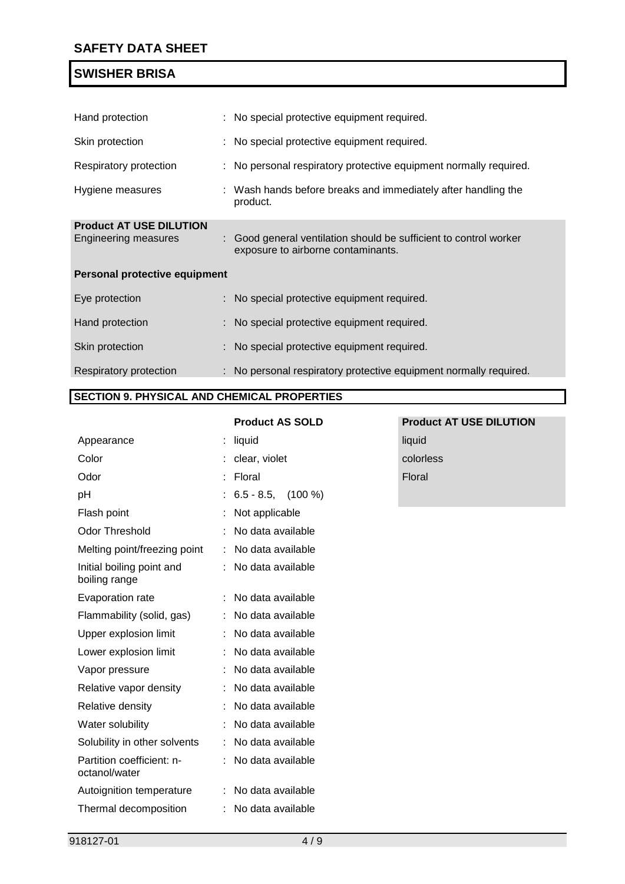| | | |
|---|---|---|
| Hand protection | : | No special protective equipment required. |
| Skin protection | : | No special protective equipment required. |
| Respiratory protection | : | No personal respiratory protective equipment normally required. |
| Hygiene measures | : | Wash hands before breaks and immediately after handling the product. |

**Product AT USE DILUTION**

| | | |
|---|---|---|
| Engineering measures | : | Good general ventilation should be sufficient to control worker exposure to airborne contaminants. |

**Personal protective equipment**

| | | |
|---|---|---|
| Eye protection | : | No special protective equipment required. |
| Hand protection | : | No special protective equipment required. |
| Skin protection | : | No special protective equipment required. |
| Respiratory protection | : | No personal respiratory protective equipment normally required. |

## SECTION 9. PHYSICAL AND CHEMICAL PROPERTIES

| | | Product AS SOLD | Product AT USE DILUTION |
|---|---|---|---|
| Appearance | : | liquid | liquid |
| Color | : | clear, violet | colorless |
| Odor | : | Floral | Floral |
| pH | : | 6.5 - 8.5, (100 %) | |
| Flash point | : | Not applicable | |
| Odor Threshold | : | No data available | |
| Melting point/freezing point | : | No data available | |
| Initial boiling point and boiling range | : | No data available | |
| Evaporation rate | : | No data available | |
| Flammability (solid, gas) | : | No data available | |
| Upper explosion limit | : | No data available | |
| Lower explosion limit | : | No data available | |
| Vapor pressure | : | No data available | |
| Relative vapor density | : | No data available | |
| Relative density | : | No data available | |
| Water solubility | : | No data available | |
| Solubility in other solvents | : | No data available | |
| Partition coefficient: n-octanol/water | : | No data available | |
| Autoignition temperature | : | No data available | |
| Thermal decomposition | : | No data available | |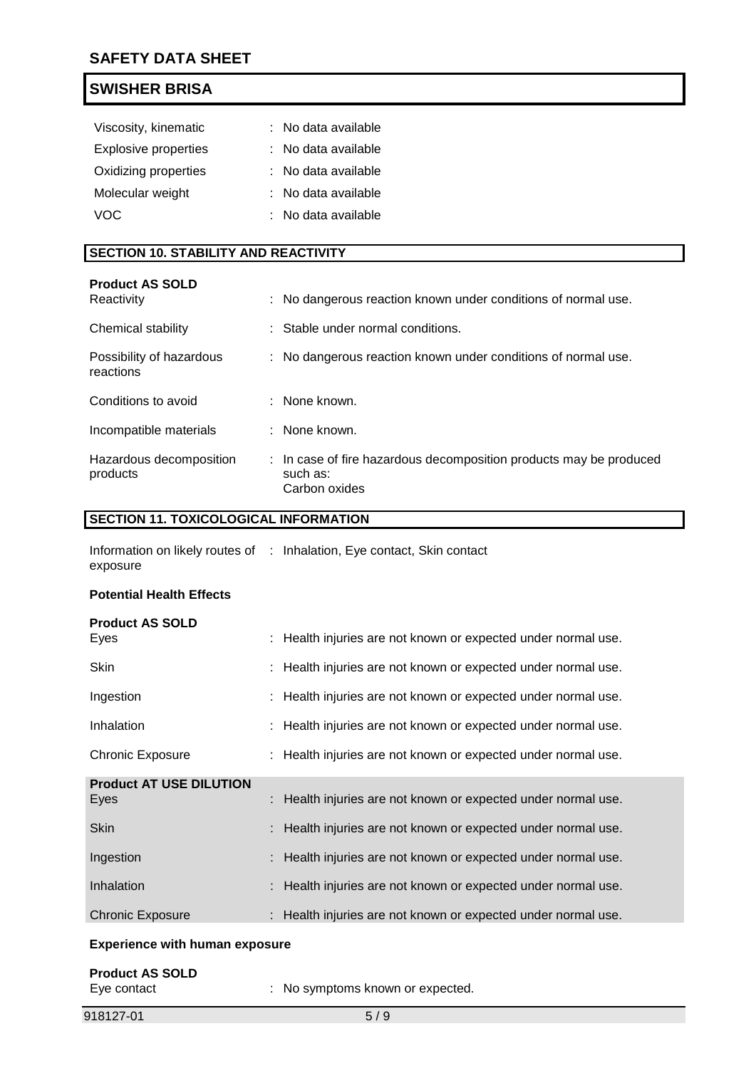| | |
|---|---|
| Viscosity, kinematic | : No data available |
| Explosive properties | : No data available |
| Oxidizing properties | : No data available |
| Molecular weight | : No data available |
| VOC | : No data available |

## SECTION 10. STABILITY AND REACTIVITY

**Product AS SOLD**

| | |
|---|---|
| Reactivity | : No dangerous reaction known under conditions of normal use. |
| Chemical stability | : Stable under normal conditions. |
| Possibility of hazardous reactions | : No dangerous reaction known under conditions of normal use. |
| Conditions to avoid | : None known. |
| Incompatible materials | : None known. |
| Hazardous decomposition products | : In case of fire hazardous decomposition products may be produced such as: Carbon oxides |

## SECTION 11. TOXICOLOGICAL INFORMATION

| | |
|---|---|
| Information on likely routes of exposure | : Inhalation, Eye contact, Skin contact |

**Potential Health Effects**

**Product AS SOLD**

| | |
|---|---|
| Eyes | : Health injuries are not known or expected under normal use. |
| Skin | : Health injuries are not known or expected under normal use. |
| Ingestion | : Health injuries are not known or expected under normal use. |
| Inhalation | : Health injuries are not known or expected under normal use. |
| Chronic Exposure | : Health injuries are not known or expected under normal use. |

**Product AT USE DILUTION**

| | |
|---|---|
| Eyes | : Health injuries are not known or expected under normal use. |
| Skin | : Health injuries are not known or expected under normal use. |
| Ingestion | : Health injuries are not known or expected under normal use. |
| Inhalation | : Health injuries are not known or expected under normal use. |
| Chronic Exposure | : Health injuries are not known or expected under normal use. |

**Experience with human exposure**

**Product AS SOLD**

| | |
|---|---|
| Eye contact | : No symptoms known or expected. |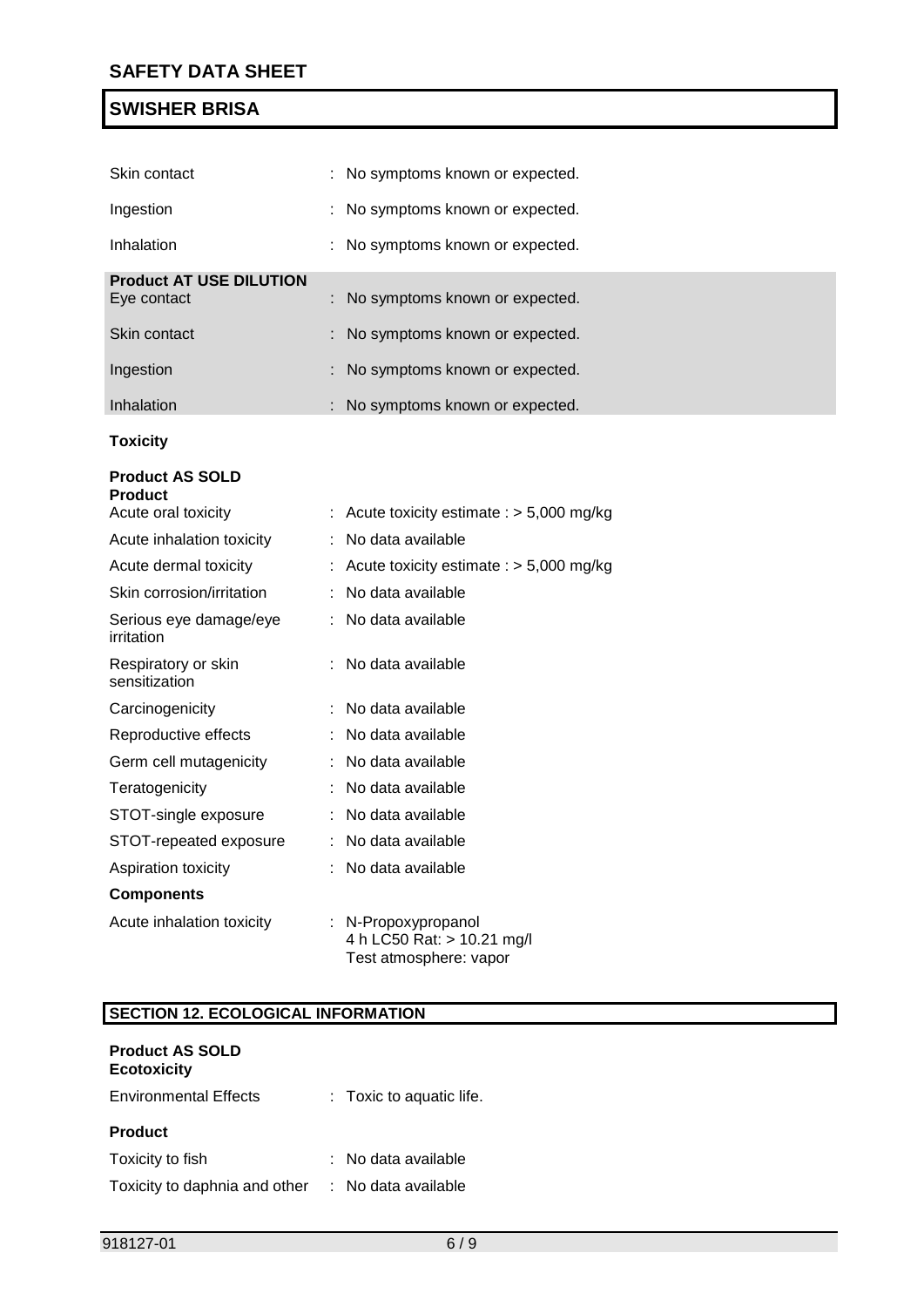| | |
|---|---|
| Skin contact | : No symptoms known or expected. |
| Ingestion | : No symptoms known or expected. |
| Inhalation | : No symptoms known or expected. |

**Product AT USE DILUTION**

| | |
|---|---|
| Eye contact | : No symptoms known or expected. |
| Skin contact | : No symptoms known or expected. |
| Ingestion | : No symptoms known or expected. |
| Inhalation | : No symptoms known or expected. |

**Toxicity**

**Product AS SOLD**

**Product**

| | |
|---|---|
| Acute oral toxicity | : Acute toxicity estimate : > 5,000 mg/kg |
| Acute inhalation toxicity | : No data available |
| Acute dermal toxicity | : Acute toxicity estimate : > 5,000 mg/kg |
| Skin corrosion/irritation | : No data available |
| Serious eye damage/eye irritation | : No data available |
| Respiratory or skin sensitization | : No data available |
| Carcinogenicity | : No data available |
| Reproductive effects | : No data available |
| Germ cell mutagenicity | : No data available |
| Teratogenicity | : No data available |
| STOT-single exposure | : No data available |
| STOT-repeated exposure | : No data available |
| Aspiration toxicity | : No data available |

**Components**

| | |
|---|---|
| Acute inhalation toxicity | : N-Propoxypropanol<br>4 h LC50 Rat: > 10.21 mg/l<br>Test atmosphere: vapor |

## SECTION 12. ECOLOGICAL INFORMATION

**Product AS SOLD**

**Ecotoxicity**

| | |
|---|---|
| Environmental Effects | : Toxic to aquatic life. |

**Product**

| | |
|---|---|
| Toxicity to fish | : No data available |
| Toxicity to daphnia and other | : No data available |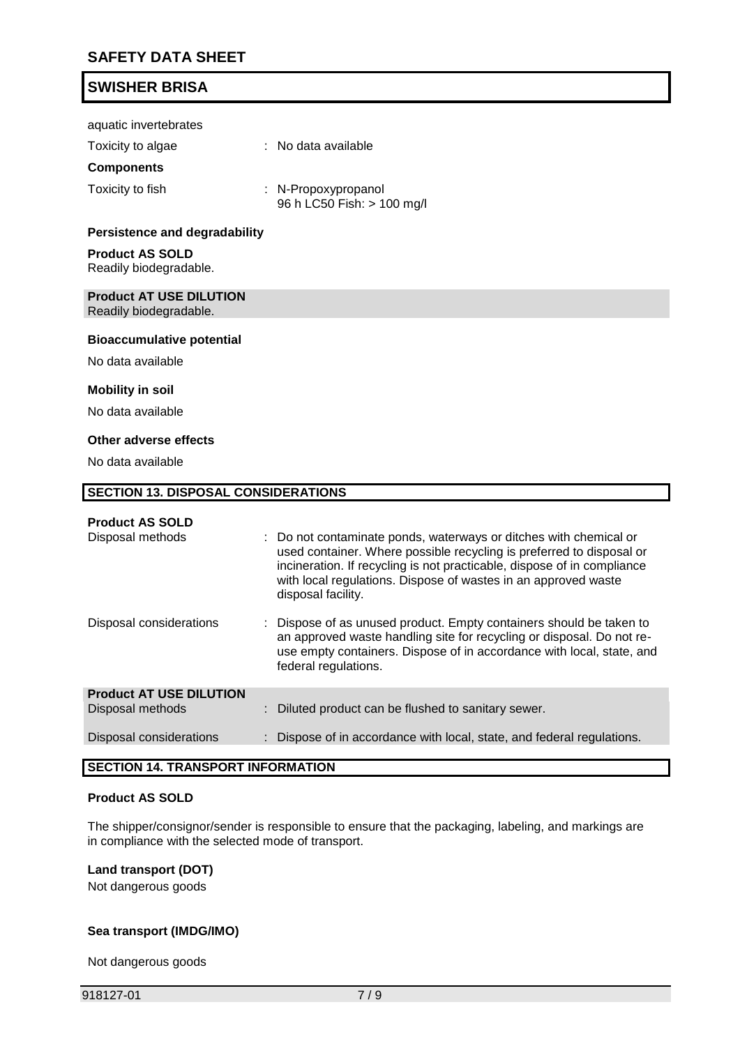aquatic invertebrates

Toxicity to algae : No data available

**Components**

Toxicity to fish : N-Propoxypropanol
96 h LC50 Fish: > 100 mg/l

**Persistence and degradability**

**Product AS SOLD**
Readily biodegradable.

**Product AT USE DILUTION**
Readily biodegradable.

**Bioaccumulative potential**

No data available

**Mobility in soil**

No data available

**Other adverse effects**

No data available

## SECTION 13. DISPOSAL CONSIDERATIONS

**Product AS SOLD**

| | |
|---|---|
| Disposal methods | : Do not contaminate ponds, waterways or ditches with chemical or used container. Where possible recycling is preferred to disposal or incineration. If recycling is not practicable, dispose of in compliance with local regulations. Dispose of wastes in an approved waste disposal facility. |
| Disposal considerations | : Dispose of as unused product. Empty containers should be taken to an approved waste handling site for recycling or disposal. Do not re-use empty containers. Dispose of in accordance with local, state, and federal regulations. |

**Product AT USE DILUTION**

| | |
|---|---|
| Disposal methods | : Diluted product can be flushed to sanitary sewer. |
| Disposal considerations | : Dispose of in accordance with local, state, and federal regulations. |

## SECTION 14. TRANSPORT INFORMATION

**Product AS SOLD**

The shipper/consignor/sender is responsible to ensure that the packaging, labeling, and markings are in compliance with the selected mode of transport.

**Land transport (DOT)**
Not dangerous goods

**Sea transport (IMDG/IMO)**

Not dangerous goods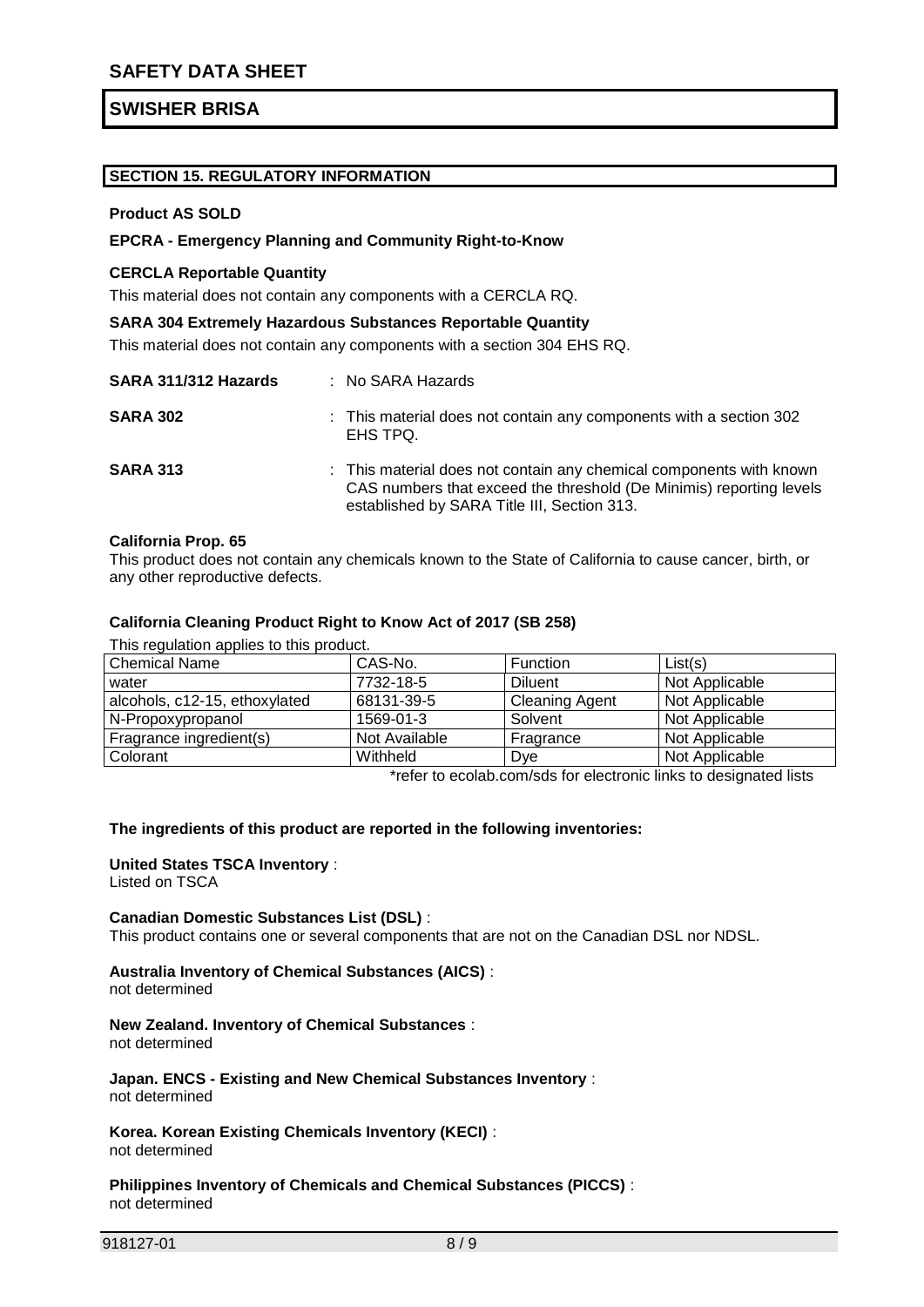## SECTION 15. REGULATORY INFORMATION

**Product AS SOLD**

**EPCRA - Emergency Planning and Community Right-to-Know**

**CERCLA Reportable Quantity**

This material does not contain any components with a CERCLA RQ.

**SARA 304 Extremely Hazardous Substances Reportable Quantity**

This material does not contain any components with a section 304 EHS RQ.

**SARA 311/312 Hazards** : No SARA Hazards

**SARA 302** : This material does not contain any components with a section 302 EHS TPQ.

**SARA 313** : This material does not contain any chemical components with known CAS numbers that exceed the threshold (De Minimis) reporting levels established by SARA Title III, Section 313.

**California Prop. 65**

This product does not contain any chemicals known to the State of California to cause cancer, birth, or any other reproductive defects.

**California Cleaning Product Right to Know Act of 2017 (SB 258)**

This regulation applies to this product.

| Chemical Name | CAS-No. | Function | List(s) |
|---|---|---|---|
| water | 7732-18-5 | Diluent | Not Applicable |
| alcohols, c12-15, ethoxylated | 68131-39-5 | Cleaning Agent | Not Applicable |
| N-Propoxypropanol | 1569-01-3 | Solvent | Not Applicable |
| Fragrance ingredient(s) | Not Available | Fragrance | Not Applicable |
| Colorant | Withheld | Dye | Not Applicable |

*refer to ecolab.com/sds for electronic links to designated lists

**The ingredients of this product are reported in the following inventories:**

**United States TSCA Inventory** :
Listed on TSCA

**Canadian Domestic Substances List (DSL)** :
This product contains one or several components that are not on the Canadian DSL nor NDSL.

**Australia Inventory of Chemical Substances (AICS)** :
not determined

**New Zealand. Inventory of Chemical Substances** :
not determined

**Japan. ENCS - Existing and New Chemical Substances Inventory** :
not determined

**Korea. Korean Existing Chemicals Inventory (KECI)** :
not determined

**Philippines Inventory of Chemicals and Chemical Substances (PICCS)** :
not determined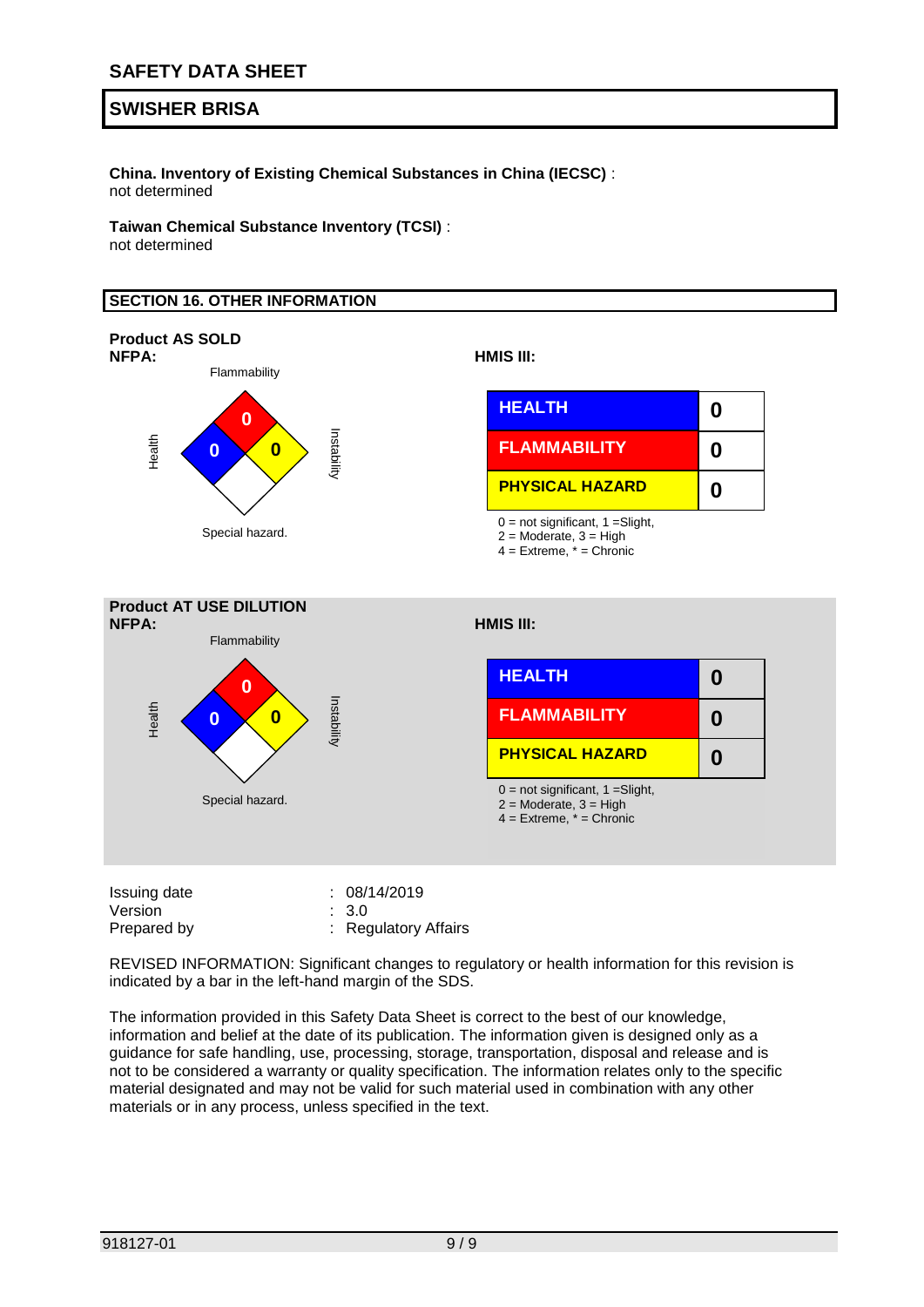**China. Inventory of Existing Chemical Substances in China (IECSC)** :
not determined

**Taiwan Chemical Substance Inventory (TCSI)** :
not determined

## SECTION 16. OTHER INFORMATION

**Product AS SOLD**

**NFPA:**

Flammability
0
Health
0
Instability
0
Special hazard.

**HMIS III:**

| | |
|---|---|
| HEALTH | 0 |
| FLAMMABILITY | 0 |
| PHYSICAL HAZARD | 0 |

0 = not significant, 1 =Slight,
2 = Moderate, 3 = High
4 = Extreme, * = Chronic

**Product AT USE DILUTION**

**NFPA:**

Flammability
0
Health
0
Instability
0
Special hazard.

**HMIS III:**

| | |
|---|---|
| HEALTH | 0 |
| FLAMMABILITY | 0 |
| PHYSICAL HAZARD | 0 |

0 = not significant, 1 =Slight,
2 = Moderate, 3 = High
4 = Extreme, * = Chronic

| | |
|---|---|
| Issuing date | : 08/14/2019 |
| Version | : 3.0 |
| Prepared by | : Regulatory Affairs |

REVISED INFORMATION: Significant changes to regulatory or health information for this revision is indicated by a bar in the left-hand margin of the SDS.

The information provided in this Safety Data Sheet is correct to the best of our knowledge, information and belief at the date of its publication. The information given is designed only as a guidance for safe handling, use, processing, storage, transportation, disposal and release and is not to be considered a warranty or quality specification. The information relates only to the specific material designated and may not be valid for such material used in combination with any other materials or in any process, unless specified in the text.